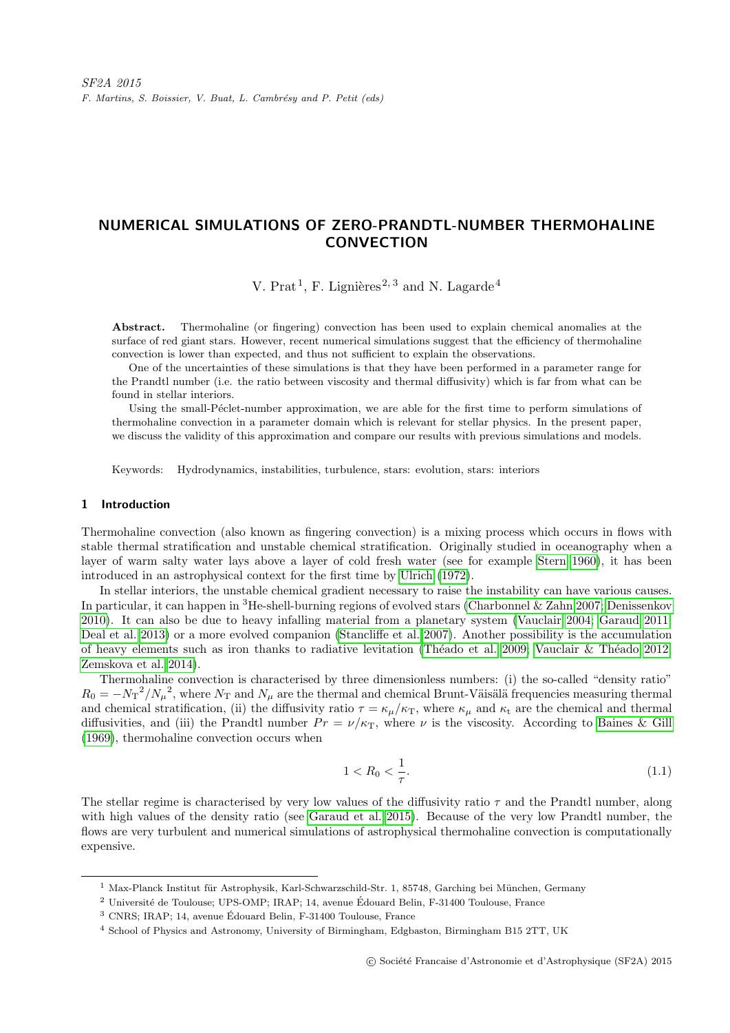SF2A 2015

F. Martins, S. Boissier, V. Buat, L. Cambrésy and P. Petit (eds)

# NUMERICAL SIMULATIONS OF ZERO-PRANDTL-NUMBER THERMOHALINE CONVECTION

V. Prat[1], F. Lignières[2,3] and N. Lagarde[4]

**Abstract.** Thermohaline (or fingering) convection has been used to explain chemical anomalies at the surface of red giant stars. However, recent numerical simulations suggest that the efficiency of thermohaline convection is lower than expected, and thus not sufficient to explain the observations.

One of the uncertainties of these simulations is that they have been performed in a parameter range for the Prandtl number (i.e. the ratio between viscosity and thermal diffusivity) which is far from what can be found in stellar interiors.

Using the small-Péclet-number approximation, we are able for the first time to perform simulations of thermohaline convection in a parameter domain which is relevant for stellar physics. In the present paper, we discuss the validity of this approximation and compare our results with previous simulations and models.

Keywords: Hydrodynamics, instabilities, turbulence, stars: evolution, stars: interiors

## 1 Introduction

Thermohaline convection (also known as fingering convection) is a mixing process which occurs in flows with stable thermal stratification and unstable chemical stratification. Originally studied in oceanography when a layer of warm salty water lays above a layer of cold fresh water (see for example Stern 1960), it has been introduced in an astrophysical context for the first time by Ulrich (1972).

In stellar interiors, the unstable chemical gradient necessary to raise the instability can have various causes. In particular, it can happen in $^3$He-shell-burning regions of evolved stars (Charbonnel & Zahn 2007; Denissenkov 2010). It can also be due to heavy infalling material from a planetary system (Vauclair 2004; Garaud 2011; Deal et al. 2013) or a more evolved companion (Stancliffe et al. 2007). Another possibility is the accumulation of heavy elements such as iron thanks to radiative levitation (Théado et al. 2009; Vauclair & Théado 2012; Zemskova et al. 2014).

Thermohaline convection is characterised by three dimensionless numbers: (i) the so-called "density ratio" $R_0 = -{N_{\mathrm{T}}}^2/{N_\mu}^2$, where $N_{\mathrm{T}}$ and $N_\mu$ are the thermal and chemical Brunt-Väisälä frequencies measuring thermal and chemical stratification, (ii) the diffusivity ratio $\tau = \kappa_\mu/\kappa_{\mathrm{T}}$, where $\kappa_\mu$ and $\kappa_{\mathrm{t}}$ are the chemical and thermal diffusivities, and (iii) the Prandtl number $Pr = \nu/\kappa_{\mathrm{T}}$, where $\nu$ is the viscosity. According to Baines & Gill (1969), thermohaline convection occurs when

$$1 < R_0 < \frac{1}{\tau}. \tag{1.1}$$

The stellar regime is characterised by very low values of the diffusivity ratio $\tau$ and the Prandtl number, along with high values of the density ratio (see Garaud et al. 2015). Because of the very low Prandtl number, the flows are very turbulent and numerical simulations of astrophysical thermohaline convection is computationally expensive.

---

[1] Max-Planck Institut für Astrophysik, Karl-Schwarzschild-Str. 1, 85748, Garching bei München, Germany

[2] Université de Toulouse; UPS-OMP; IRAP; 14, avenue Édouard Belin, F-31400 Toulouse, France

[3] CNRS; IRAP; 14, avenue Édouard Belin, F-31400 Toulouse, France

[4] School of Physics and Astronomy, University of Birmingham, Edgbaston, Birmingham B15 2TT, UK

© Société Francaise d'Astronomie et d'Astrophysique (SF2A) 2015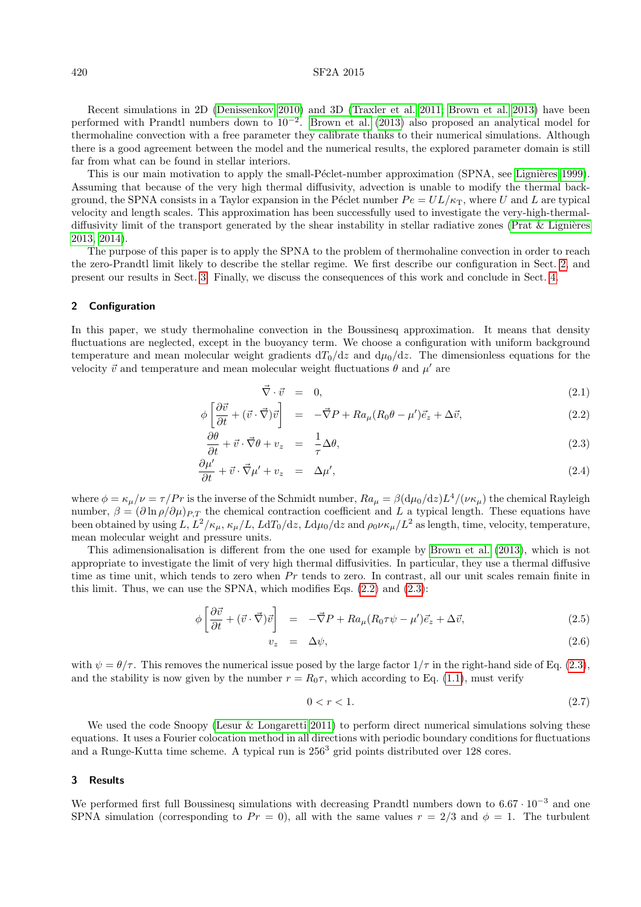Recent simulations in 2D (Denissenkov 2010) and 3D (Traxler et al. 2011; Brown et al. 2013) have been performed with Prandtl numbers down to $10^{-2}$. Brown et al. (2013) also proposed an analytical model for thermohaline convection with a free parameter they calibrate thanks to their numerical simulations. Although there is a good agreement between the model and the numerical results, the explored parameter domain is still far from what can be found in stellar interiors.

This is our main motivation to apply the small-Péclet-number approximation (SPNA, see Lignières 1999). Assuming that because of the very high thermal diffusivity, advection is unable to modify the thermal background, the SPNA consists in a Taylor expansion in the Péclet number $Pe = UL/\kappa_{\mathrm{T}}$, where $U$ and $L$ are typical velocity and length scales. This approximation has been successfully used to investigate the very-high-thermal-diffusivity limit of the transport generated by the shear instability in stellar radiative zones (Prat & Lignières 2013, 2014).

The purpose of this paper is to apply the SPNA to the problem of thermohaline convection in order to reach the zero-Prandtl limit likely to describe the stellar regime. We first describe our configuration in Sect. 2, and present our results in Sect. 3. Finally, we discuss the consequences of this work and conclude in Sect. 4.

## 2 Configuration

In this paper, we study thermohaline convection in the Boussinesq approximation. It means that density fluctuations are neglected, except in the buoyancy term. We choose a configuration with uniform background temperature and mean molecular weight gradients $\mathrm{d}T_0/\mathrm{d}z$ and $\mathrm{d}\mu_0/\mathrm{d}z$. The dimensionless equations for the velocity $\vec{v}$ and temperature and mean molecular weight fluctuations $\theta$ and $\mu'$ are

$$\vec{\nabla}\cdot\vec{v} = 0, \tag{2.1}$$

$$\phi\left[\frac{\partial \vec{v}}{\partial t} + (\vec{v}\cdot\vec{\nabla})\vec{v}\right] = -\vec{\nabla}P + Ra_\mu(R_0\theta - \mu')\vec{e}_z + \Delta\vec{v}, \tag{2.2}$$

$$\frac{\partial \theta}{\partial t} + \vec{v}\cdot\vec{\nabla}\theta + v_z = \frac{1}{\tau}\Delta\theta, \tag{2.3}$$

$$\frac{\partial \mu'}{\partial t} + \vec{v}\cdot\vec{\nabla}\mu' + v_z = \Delta\mu', \tag{2.4}$$

where $\phi = \kappa_\mu/\nu = \tau/Pr$ is the inverse of the Schmidt number, $Ra_\mu = \beta(\mathrm{d}\mu_0/\mathrm{d}z)L^4/(\nu\kappa_\mu)$ the chemical Rayleigh number, $\beta = (\partial\ln\rho/\partial\mu)_{P,T}$ the chemical contraction coefficient and $L$ a typical length. These equations have been obtained by using $L$, $L^2/\kappa_\mu$, $\kappa_\mu/L$, $L\mathrm{d}T_0/\mathrm{d}z$, $L\mathrm{d}\mu_0/\mathrm{d}z$ and $\rho_0\nu\kappa_\mu/L^2$ as length, time, velocity, temperature, mean molecular weight and pressure units.

This adimensionalisation is different from the one used for example by Brown et al. (2013), which is not appropriate to investigate the limit of very high thermal diffusivities. In particular, they use a thermal diffusive time as time unit, which tends to zero when $Pr$ tends to zero. In contrast, all our unit scales remain finite in this limit. Thus, we can use the SPNA, which modifies Eqs. (2.2) and (2.3):

$$\phi\left[\frac{\partial \vec{v}}{\partial t} + (\vec{v}\cdot\vec{\nabla})\vec{v}\right] = -\vec{\nabla}P + Ra_\mu(R_0\tau\psi - \mu')\vec{e}_z + \Delta\vec{v}, \tag{2.5}$$

$$v_z = \Delta\psi, \tag{2.6}$$

with $\psi = \theta/\tau$. This removes the numerical issue posed by the large factor $1/\tau$ in the right-hand side of Eq. (2.3), and the stability is now given by the number $r = R_0\tau$, which according to Eq. (1.1), must verify

$$0 < r < 1. \tag{2.7}$$

We used the code Snoopy (Lesur & Longaretti 2011) to perform direct numerical simulations solving these equations. It uses a Fourier colocation method in all directions with periodic boundary conditions for fluctuations and a Runge-Kutta time scheme. A typical run is $256^3$ grid points distributed over 128 cores.

## 3 Results

We performed first full Boussinesq simulations with decreasing Prandtl numbers down to $6.67\cdot 10^{-3}$ and one SPNA simulation (corresponding to $Pr = 0$), all with the same values $r = 2/3$ and $\phi = 1$. The turbulent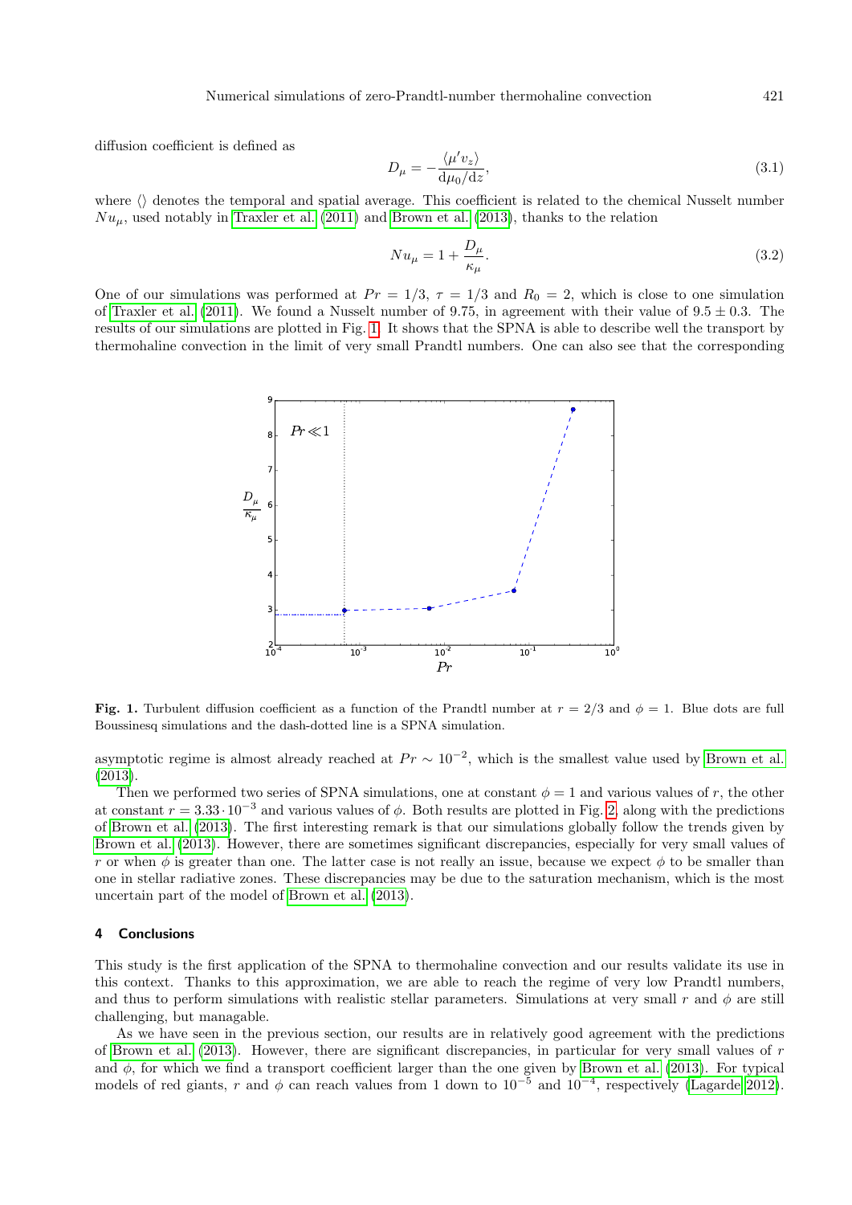diffusion coefficient is defined as

$$D_\mu = -\frac{\langle \mu' v_z \rangle}{\mathrm{d}\mu_0/\mathrm{d}z}, \tag{3.1}$$

where $\langle\rangle$ denotes the temporal and spatial average. This coefficient is related to the chemical Nusselt number $Nu_\mu$, used notably in Traxler et al. (2011) and Brown et al. (2013), thanks to the relation

$$Nu_\mu = 1 + \frac{D_\mu}{\kappa_\mu}. \tag{3.2}$$

One of our simulations was performed at $Pr = 1/3$, $\tau = 1/3$ and $R_0 = 2$, which is close to one simulation of Traxler et al. (2011). We found a Nusselt number of 9.75, in agreement with their value of $9.5 \pm 0.3$. The results of our simulations are plotted in Fig. 1. It shows that the SPNA is able to describe well the transport by thermohaline convection in the limit of very small Prandtl numbers. One can also see that the corresponding asymptotic regime is almost already reached at $Pr \sim 10^{-2}$, which is the smallest value used by Brown et al. (2013).

**Fig. 1.** Turbulent diffusion coefficient as a function of the Prandtl number at $r = 2/3$ and $\phi = 1$. Blue dots are full Boussinesq simulations and the dash-dotted line is a SPNA simulation.

Then we performed two series of SPNA simulations, one at constant $\phi = 1$ and various values of $r$, the other at constant $r = 3.33 \cdot 10^{-3}$ and various values of $\phi$. Both results are plotted in Fig. 2, along with the predictions of Brown et al. (2013). The first interesting remark is that our simulations globally follow the trends given by Brown et al. (2013). However, there are sometimes significant discrepancies, especially for very small values of $r$ or when $\phi$ is greater than one. The latter case is not really an issue, because we expect $\phi$ to be smaller than one in stellar radiative zones. These discrepancies may be due to the saturation mechanism, which is the most uncertain part of the model of Brown et al. (2013).

## 4 Conclusions

This study is the first application of the SPNA to thermohaline convection and our results validate its use in this context. Thanks to this approximation, we are able to reach the regime of very low Prandtl numbers, and thus to perform simulations with realistic stellar parameters. Simulations at very small $r$ and $\phi$ are still challenging, but managable.

As we have seen in the previous section, our results are in relatively good agreement with the predictions of Brown et al. (2013). However, there are significant discrepancies, in particular for very small values of $r$ and $\phi$, for which we find a transport coefficient larger than the one given by Brown et al. (2013). For typical models of red giants, $r$ and $\phi$ can reach values from 1 down to $10^{-5}$ and $10^{-4}$, respectively (Lagarde 2012).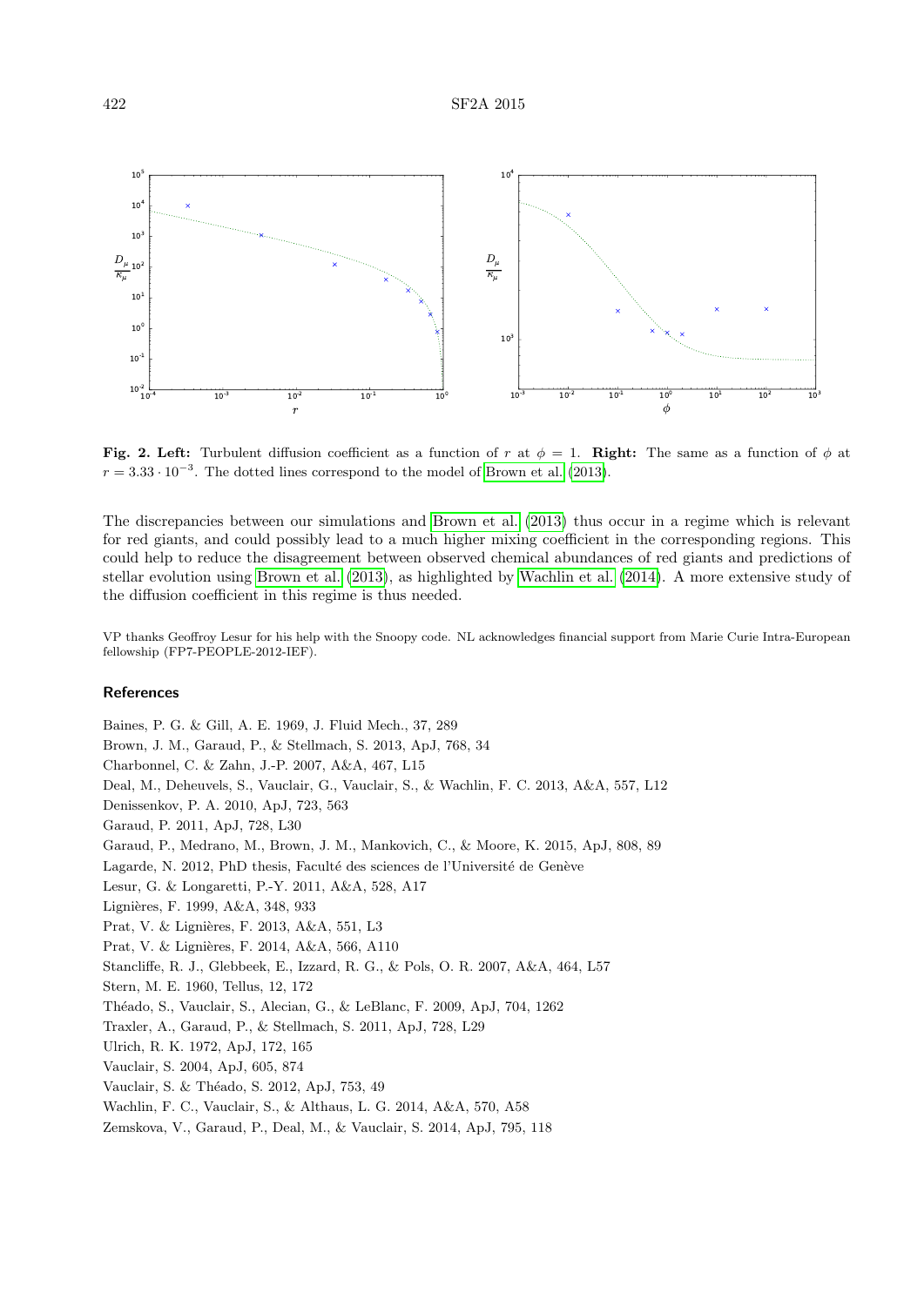$10^5$

$10^4$

$10^3$

$\frac{D_\mu}{\kappa_\mu}$ $10^2$

$10^1$

$10^0$

$10^{-1}$

$10^{-2}$

$10^{-4}$ $10^{-3}$ $10^{-2}$ $10^{-1}$ $10^0$

$r$

$10^4$

$\frac{D_\mu}{\kappa_\mu}$

$10^3$

$10^{-3}$ $10^{-2}$ $10^{-1}$ $10^0$ $10^1$ $10^2$ $10^3$

$\phi$

**Fig. 2. Left:** Turbulent diffusion coefficient as a function of $r$ at $\phi = 1$. **Right:** The same as a function of $\phi$ at $r = 3.33 \cdot 10^{-3}$. The dotted lines correspond to the model of Brown et al. (2013).

The discrepancies between our simulations and Brown et al. (2013) thus occur in a regime which is relevant for red giants, and could possibly lead to a much higher mixing coefficient in the corresponding regions. This could help to reduce the disagreement between observed chemical abundances of red giants and predictions of stellar evolution using Brown et al. (2013), as highlighted by Wachlin et al. (2014). A more extensive study of the diffusion coefficient in this regime is thus needed.

VP thanks Geoffroy Lesur for his help with the Snoopy code. NL acknowledges financial support from Marie Curie Intra-European fellowship (FP7-PEOPLE-2012-IEF).

## References

Baines, P. G. & Gill, A. E. 1969, J. Fluid Mech., 37, 289

Brown, J. M., Garaud, P., & Stellmach, S. 2013, ApJ, 768, 34

Charbonnel, C. & Zahn, J.-P. 2007, A&A, 467, L15

Deal, M., Deheuvels, S., Vauclair, G., Vauclair, S., & Wachlin, F. C. 2013, A&A, 557, L12

Denissenkov, P. A. 2010, ApJ, 723, 563

Garaud, P. 2011, ApJ, 728, L30

Garaud, P., Medrano, M., Brown, J. M., Mankovich, C., & Moore, K. 2015, ApJ, 808, 89

Lagarde, N. 2012, PhD thesis, Faculté des sciences de l'Université de Genève

Lesur, G. & Longaretti, P.-Y. 2011, A&A, 528, A17

Lignières, F. 1999, A&A, 348, 933

Prat, V. & Lignières, F. 2013, A&A, 551, L3

Prat, V. & Lignières, F. 2014, A&A, 566, A110

Stancliffe, R. J., Glebbeek, E., Izzard, R. G., & Pols, O. R. 2007, A&A, 464, L57

Stern, M. E. 1960, Tellus, 12, 172

Théado, S., Vauclair, S., Alecian, G., & LeBlanc, F. 2009, ApJ, 704, 1262

Traxler, A., Garaud, P., & Stellmach, S. 2011, ApJ, 728, L29

Ulrich, R. K. 1972, ApJ, 172, 165

Vauclair, S. 2004, ApJ, 605, 874

Vauclair, S. & Théado, S. 2012, ApJ, 753, 49

Wachlin, F. C., Vauclair, S., & Althaus, L. G. 2014, A&A, 570, A58

Zemskova, V., Garaud, P., Deal, M., & Vauclair, S. 2014, ApJ, 795, 118